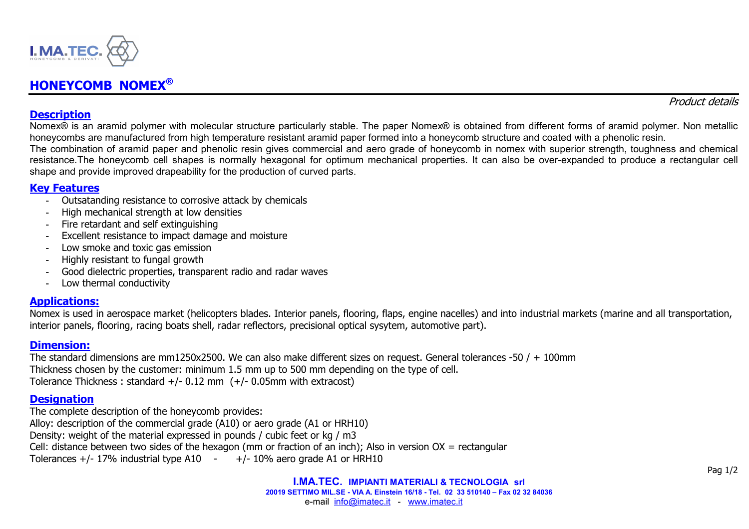I. MA.TEC.
HONEYCOMB & DERIVATI

# HONEYCOMB NOMEX®

*Product details*

## Description

Nomex® is an aramid polymer with molecular structure particularly stable. The paper Nomex® is obtained from different forms of aramid polymer. Non metallic honeycombs are manufactured from high temperature resistant aramid paper formed into a honeycomb structure and coated with a phenolic resin.

The combination of aramid paper and phenolic resin gives commercial and aero grade of honeycomb in nomex with superior strength, toughness and chemical resistance.The honeycomb cell shapes is normally hexagonal for optimum mechanical properties. It can also be over-expanded to produce a rectangular cell shape and provide improved drapeability for the production of curved parts.

## Key Features

- Outsatanding resistance to corrosive attack by chemicals
- High mechanical strength at low densities
- Fire retardant and self extinguishing
- Excellent resistance to impact damage and moisture
- Low smoke and toxic gas emission
- Highly resistant to fungal growth
- Good dielectric properties, transparent radio and radar waves
- Low thermal conductivity

## Applications:

Nomex is used in aerospace market (helicopters blades. Interior panels, flooring, flaps, engine nacelles) and into industrial markets (marine and all transportation, interior panels, flooring, racing boats shell, radar reflectors, precisional optical sysytem, automotive part).

## Dimension:

The standard dimensions are mm1250x2500. We can also make different sizes on request. General tolerances -50 / + 100mm
Thickness chosen by the customer: minimum 1.5 mm up to 500 mm depending on the type of cell.
Tolerance Thickness : standard +/- 0.12 mm (+/- 0.05mm with extracost)

## Designation

The complete description of the honeycomb provides:
Alloy: description of the commercial grade (A10) or aero grade (A1 or HRH10)
Density: weight of the material expressed in pounds / cubic feet or kg / m3
Cell: distance between two sides of the hexagon (mm or fraction of an inch); Also in version OX = rectangular
Tolerances +/- 17% industrial type A10 - +/- 10% aero grade A1 or HRH10

**I.MA.TEC. IMPIANTI MATERIALI & TECNOLOGIA srl**
**20019 SETTIMO MIL.SE - VIA A. Einstein 16/18 - Tel. 02 33 510140 – Fax 02 32 84036**
e-mail info@imatec.it - www.imatec.it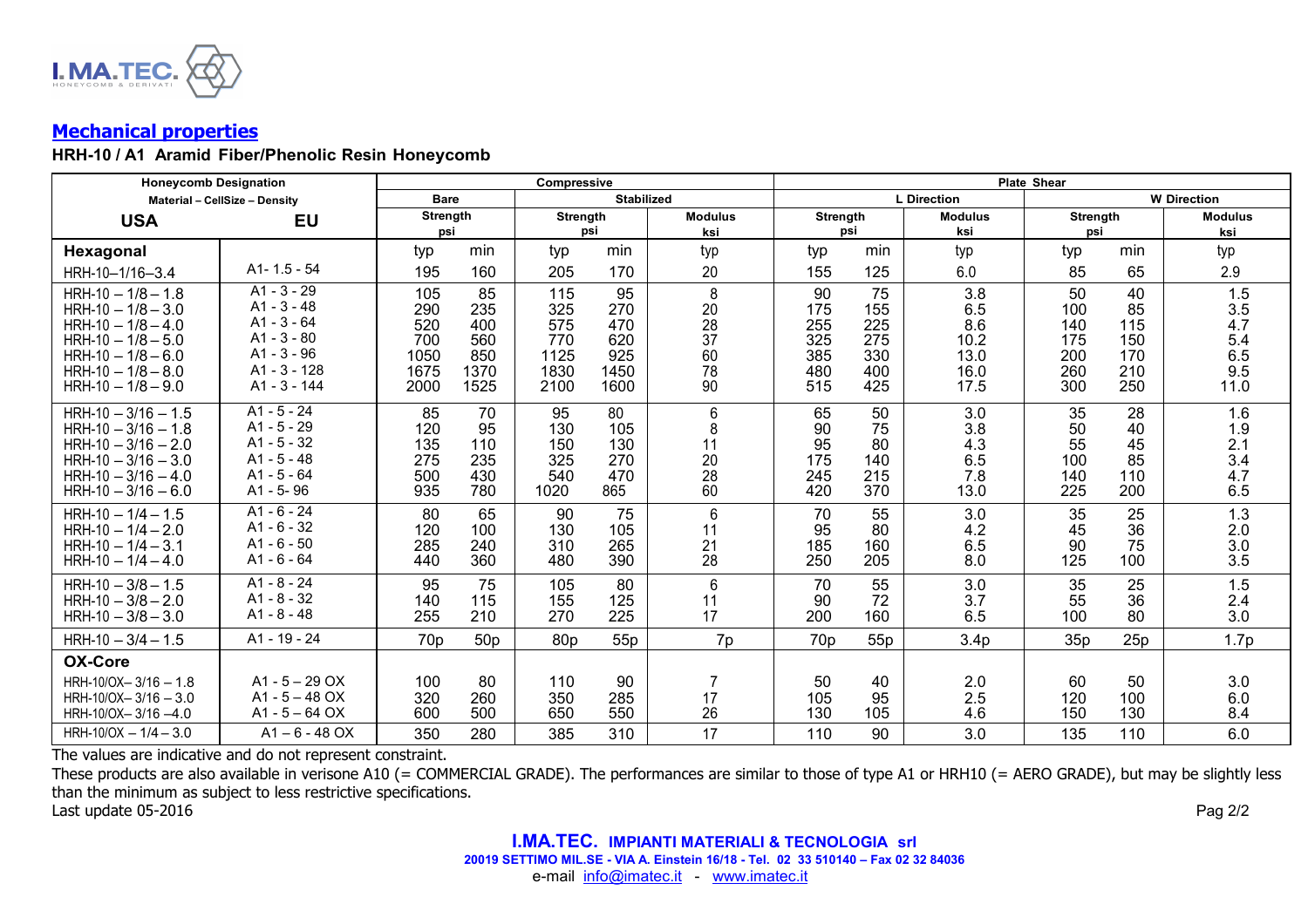## Mechanical properties

**HRH-10 / A1 Aramid Fiber/Phenolic Resin Honeycomb**

| Honeycomb Designation | | Compressive | | | | | Plate Shear | | | | | |
|---|---|---|---|---|---|---|---|---|---|---|---|---|
| Material – CellSize – Density | | Bare | | Stabilized | | | L Direction | | | W Direction | | |
| USA | EU | Strength psi | | Strength psi | | Modulus ksi | Strength psi | | Modulus ksi | Strength psi | | Modulus ksi |
| **Hexagonal** | | typ | min | typ | min | typ | typ | min | typ | typ | min | typ |
| HRH-10–1/16–3.4 | A1- 1.5 - 54 | 195 | 160 | 205 | 170 | 20 | 155 | 125 | 6.0 | 85 | 65 | 2.9 |
| HRH-10 – 1/8 – 1.8 | A1 - 3 - 29 | 105 | 85 | 115 | 95 | 8 | 90 | 75 | 3.8 | 50 | 40 | 1.5 |
| HRH-10 – 1/8 – 3.0 | A1 - 3 - 48 | 290 | 235 | 325 | 270 | 20 | 175 | 155 | 6.5 | 100 | 85 | 3.5 |
| HRH-10 – 1/8 – 4.0 | A1 - 3 - 64 | 520 | 400 | 575 | 470 | 28 | 255 | 225 | 8.6 | 140 | 115 | 4.7 |
| HRH-10 – 1/8 – 5.0 | A1 - 3 - 80 | 700 | 560 | 770 | 620 | 37 | 325 | 275 | 10.2 | 175 | 150 | 5.4 |
| HRH-10 – 1/8 – 6.0 | A1 - 3 - 96 | 1050 | 850 | 1125 | 925 | 60 | 385 | 330 | 13.0 | 200 | 170 | 6.5 |
| HRH-10 – 1/8 – 8.0 | A1 - 3 - 128 | 1675 | 1370 | 1830 | 1450 | 78 | 480 | 400 | 16.0 | 260 | 210 | 9.5 |
| HRH-10 – 1/8 – 9.0 | A1 - 3 - 144 | 2000 | 1525 | 2100 | 1600 | 90 | 515 | 425 | 17.5 | 300 | 250 | 11.0 |
| HRH-10 – 3/16 – 1.5 | A1 - 5 - 24 | 85 | 70 | 95 | 80 | 6 | 65 | 50 | 3.0 | 35 | 28 | 1.6 |
| HRH-10 – 3/16 – 1.8 | A1 - 5 - 29 | 120 | 95 | 130 | 105 | 8 | 90 | 75 | 3.8 | 50 | 40 | 1.9 |
| HRH-10 – 3/16 – 2.0 | A1 - 5 - 32 | 135 | 110 | 150 | 130 | 11 | 95 | 80 | 4.3 | 55 | 45 | 2.1 |
| HRH-10 – 3/16 – 3.0 | A1 - 5 - 48 | 275 | 235 | 325 | 270 | 20 | 175 | 140 | 6.5 | 100 | 85 | 3.4 |
| HRH-10 – 3/16 – 4.0 | A1 - 5 - 64 | 500 | 430 | 540 | 470 | 28 | 245 | 215 | 7.8 | 140 | 110 | 4.7 |
| HRH-10 – 3/16 – 6.0 | A1 - 5- 96 | 935 | 780 | 1020 | 865 | 60 | 420 | 370 | 13.0 | 225 | 200 | 6.5 |
| HRH-10 – 1/4 – 1.5 | A1 - 6 - 24 | 80 | 65 | 90 | 75 | 6 | 70 | 55 | 3.0 | 35 | 25 | 1.3 |
| HRH-10 – 1/4 – 2.0 | A1 - 6 - 32 | 120 | 100 | 130 | 105 | 11 | 95 | 80 | 4.2 | 45 | 36 | 2.0 |
| HRH-10 – 1/4 – 3.1 | A1 - 6 - 50 | 285 | 240 | 310 | 265 | 21 | 185 | 160 | 6.5 | 90 | 75 | 3.0 |
| HRH-10 – 1/4 – 4.0 | A1 - 6 - 64 | 440 | 360 | 480 | 390 | 28 | 250 | 205 | 8.0 | 125 | 100 | 3.5 |
| HRH-10 – 3/8 – 1.5 | A1 - 8 - 24 | 95 | 75 | 105 | 80 | 6 | 70 | 55 | 3.0 | 35 | 25 | 1.5 |
| HRH-10 – 3/8 – 2.0 | A1 - 8 - 32 | 140 | 115 | 155 | 125 | 11 | 90 | 72 | 3.7 | 55 | 36 | 2.4 |
| HRH-10 – 3/8 – 3.0 | A1 - 8 - 48 | 255 | 210 | 270 | 225 | 17 | 200 | 160 | 6.5 | 100 | 80 | 3.0 |
| HRH-10 – 3/4 – 1.5 | A1 - 19 - 24 | 70p | 50p | 80p | 55p | 7p | 70p | 55p | 3.4p | 35p | 25p | 1.7p |
| **OX-Core** | | | | | | | | | | | | |
| HRH-10/OX– 3/16 – 1.8 | A1 - 5 – 29 OX | 100 | 80 | 110 | 90 | 7 | 50 | 40 | 2.0 | 60 | 50 | 3.0 |
| HRH-10/OX– 3/16 – 3.0 | A1 - 5 – 48 OX | 320 | 260 | 350 | 285 | 17 | 105 | 95 | 2.5 | 120 | 100 | 6.0 |
| HRH-10/OX– 3/16 –4.0 | A1 - 5 – 64 OX | 600 | 500 | 650 | 550 | 26 | 130 | 105 | 4.6 | 150 | 130 | 8.4 |
| HRH-10/OX – 1/4 – 3.0 | A1 – 6 - 48 OX | 350 | 280 | 385 | 310 | 17 | 110 | 90 | 3.0 | 135 | 110 | 6.0 |

The values are indicative and do not represent constraint.

These products are also available in verisone A10 (= COMMERCIAL GRADE). The performances are similar to those of type A1 or HRH10 (= AERO GRADE), but may be slightly less than the minimum as subject to less restrictive specifications.

Last update 05-2016

**I.MA.TEC. IMPIANTI MATERIALI & TECNOLOGIA srl**
**20019 SETTIMO MIL.SE - VIA A. Einstein 16/18 - Tel. 02 33 510140 – Fax 02 32 84036**
e-mail info@imatec.it - www.imatec.it